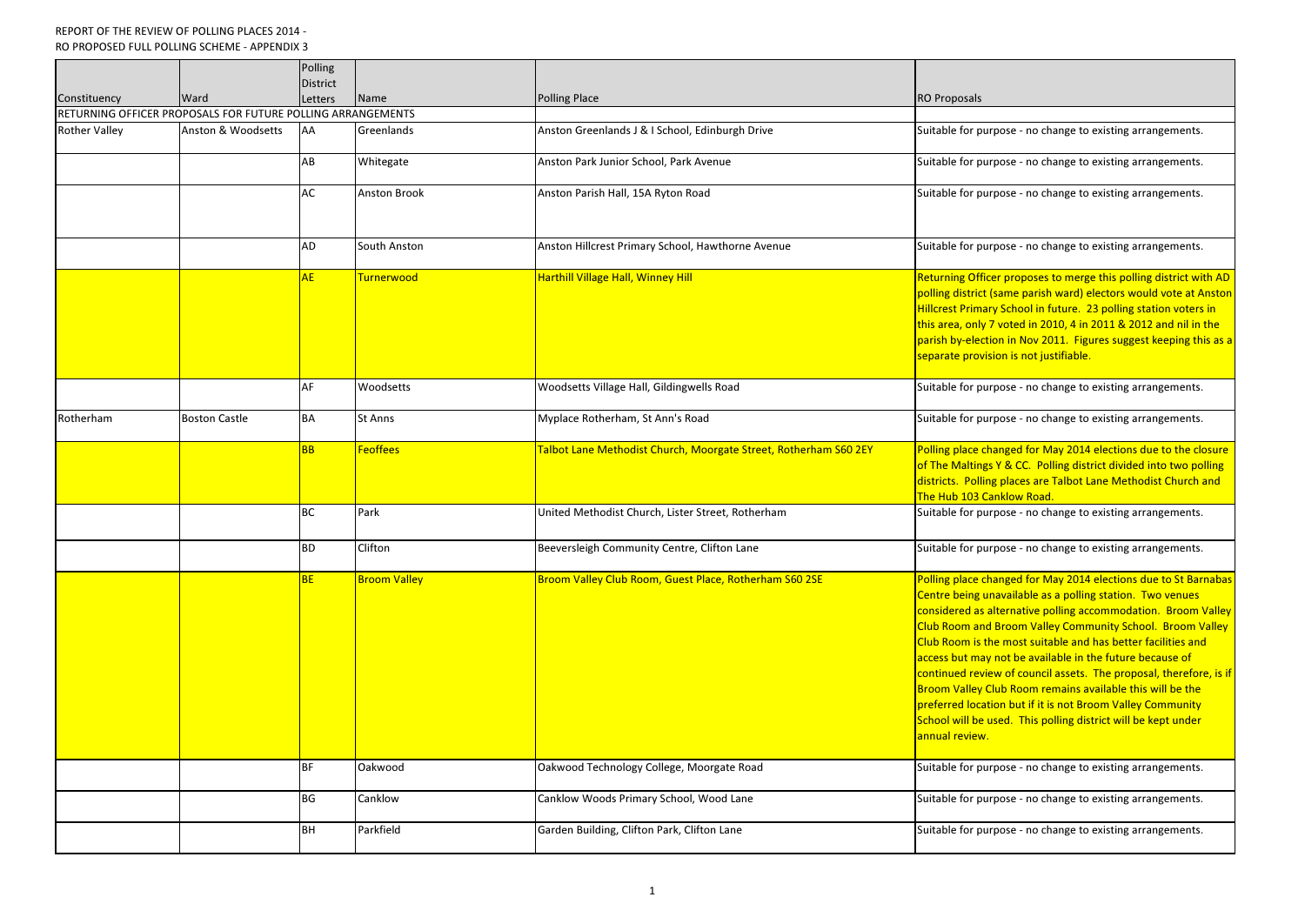REPORT OF THE REVIEW OF POLLING PLACES 2014 -
RO PROPOSED FULL POLLING SCHEME - APPENDIX 3

| Constituency | Ward | Polling District Letters | Name | Polling Place | RO Proposals |
|---|---|---|---|---|---|
| RETURNING OFFICER PROPOSALS FOR FUTURE POLLING ARRANGEMENTS | | | | | |
| Rother Valley | Anston & Woodsetts | AA | Greenlands | Anston Greenlands J & I School, Edinburgh Drive | Suitable for purpose - no change to existing arrangements. |
| | | AB | Whitegate | Anston Park Junior School, Park Avenue | Suitable for purpose - no change to existing arrangements. |
| | | AC | Anston Brook | Anston Parish Hall, 15A Ryton Road | Suitable for purpose - no change to existing arrangements. |
| | | AD | South Anston | Anston Hillcrest Primary School, Hawthorne Avenue | Suitable for purpose - no change to existing arrangements. |
| | | AE | Turnerwood | Harthill Village Hall, Winney Hill | Returning Officer proposes to merge this polling district with AD polling district (same parish ward) electors would vote at Anston Hillcrest Primary School in future. 23 polling station voters in this area, only 7 voted in 2010, 4 in 2011 & 2012 and nil in the parish by-election in Nov 2011. Figures suggest keeping this as a separate provision is not justifiable. |
| | | AF | Woodsetts | Woodsetts Village Hall, Gildingwells Road | Suitable for purpose - no change to existing arrangements. |
| Rotherham | Boston Castle | BA | St Anns | Myplace Rotherham, St Ann's Road | Suitable for purpose - no change to existing arrangements. |
| | | BB | Feoffees | Talbot Lane Methodist Church, Moorgate Street, Rotherham S60 2EY | Polling place changed for May 2014 elections due to the closure of The Maltings Y & CC. Polling district divided into two polling districts. Polling places are Talbot Lane Methodist Church and The Hub 103 Canklow Road. |
| | | BC | Park | United Methodist Church, Lister Street, Rotherham | Suitable for purpose - no change to existing arrangements. |
| | | BD | Clifton | Beeversleigh Community Centre, Clifton Lane | Suitable for purpose - no change to existing arrangements. |
| | | BE | Broom Valley | Broom Valley Club Room, Guest Place, Rotherham S60 2SE | Polling place changed for May 2014 elections due to St Barnabas Centre being unavailable as a polling station. Two venues considered as alternative polling accommodation. Broom Valley Club Room and Broom Valley Community School. Broom Valley Club Room is the most suitable and has better facilities and access but may not be available in the future because of continued review of council assets. The proposal, therefore, is if Broom Valley Club Room remains available this will be the preferred location but if it is not Broom Valley Community School will be used. This polling district will be kept under annual review. |
| | | BF | Oakwood | Oakwood Technology College, Moorgate Road | Suitable for purpose - no change to existing arrangements. |
| | | BG | Canklow | Canklow Woods Primary School, Wood Lane | Suitable for purpose - no change to existing arrangements. |
| | | BH | Parkfield | Garden Building, Clifton Park, Clifton Lane | Suitable for purpose - no change to existing arrangements. |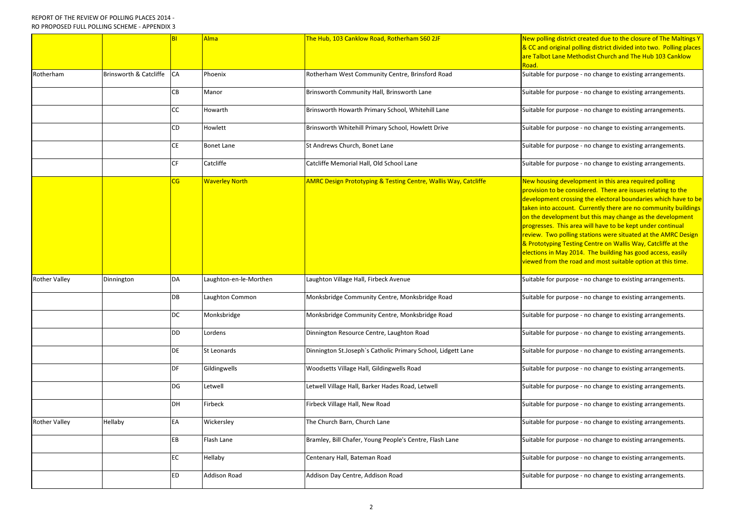REPORT OF THE REVIEW OF POLLING PLACES 2014 -
RO PROPOSED FULL POLLING SCHEME - APPENDIX 3

| | | | | | |
|---|---|---|---|---|---|
| | | BI | Alma | The Hub, 103 Canklow Road, Rotherham S60 2JF | New polling district created due to the closure of The Maltings Y & CC and original polling district divided into two. Polling places are Talbot Lane Methodist Church and The Hub 103 Canklow Road. |
| Rotherham | Brinsworth & Catcliffe | CA | Phoenix | Rotherham West Community Centre, Brinsford Road | Suitable for purpose - no change to existing arrangements. |
| | | CB | Manor | Brinsworth Community Hall, Brinsworth Lane | Suitable for purpose - no change to existing arrangements. |
| | | CC | Howarth | Brinsworth Howarth Primary School, Whitehill Lane | Suitable for purpose - no change to existing arrangements. |
| | | CD | Howlett | Brinsworth Whitehill Primary School, Howlett Drive | Suitable for purpose - no change to existing arrangements. |
| | | CE | Bonet Lane | St Andrews Church, Bonet Lane | Suitable for purpose - no change to existing arrangements. |
| | | CF | Catcliffe | Catcliffe Memorial Hall, Old School Lane | Suitable for purpose - no change to existing arrangements. |
| | | CG | Waverley North | AMRC Design Prototyping & Testing Centre, Wallis Way, Catcliffe | New housing development in this area required polling provision to be considered. There are issues relating to the development crossing the electoral boundaries which have to be taken into account. Currently there are no community buildings on the development but this may change as the development progresses. This area will have to be kept under continual review. Two polling stations were situated at the AMRC Design & Prototyping Testing Centre on Wallis Way, Catcliffe at the elections in May 2014. The building has good access, easily viewed from the road and most suitable option at this time. |
| Rother Valley | Dinnington | DA | Laughton-en-le-Morthen | Laughton Village Hall, Firbeck Avenue | Suitable for purpose - no change to existing arrangements. |
| | | DB | Laughton Common | Monksbridge Community Centre, Monksbridge Road | Suitable for purpose - no change to existing arrangements. |
| | | DC | Monksbridge | Monksbridge Community Centre, Monksbridge Road | Suitable for purpose - no change to existing arrangements. |
| | | DD | Lordens | Dinnington Resource Centre, Laughton Road | Suitable for purpose - no change to existing arrangements. |
| | | DE | St Leonards | Dinnington St.Joseph`s Catholic Primary School, Lidgett Lane | Suitable for purpose - no change to existing arrangements. |
| | | DF | Gildingwells | Woodsetts Village Hall, Gildingwells Road | Suitable for purpose - no change to existing arrangements. |
| | | DG | Letwell | Letwell Village Hall, Barker Hades Road, Letwell | Suitable for purpose - no change to existing arrangements. |
| | | DH | Firbeck | Firbeck Village Hall, New Road | Suitable for purpose - no change to existing arrangements. |
| Rother Valley | Hellaby | EA | Wickersley | The Church Barn, Church Lane | Suitable for purpose - no change to existing arrangements. |
| | | EB | Flash Lane | Bramley, Bill Chafer, Young People's Centre, Flash Lane | Suitable for purpose - no change to existing arrangements. |
| | | EC | Hellaby | Centenary Hall, Bateman Road | Suitable for purpose - no change to existing arrangements. |
| | | ED | Addison Road | Addison Day Centre, Addison Road | Suitable for purpose - no change to existing arrangements. |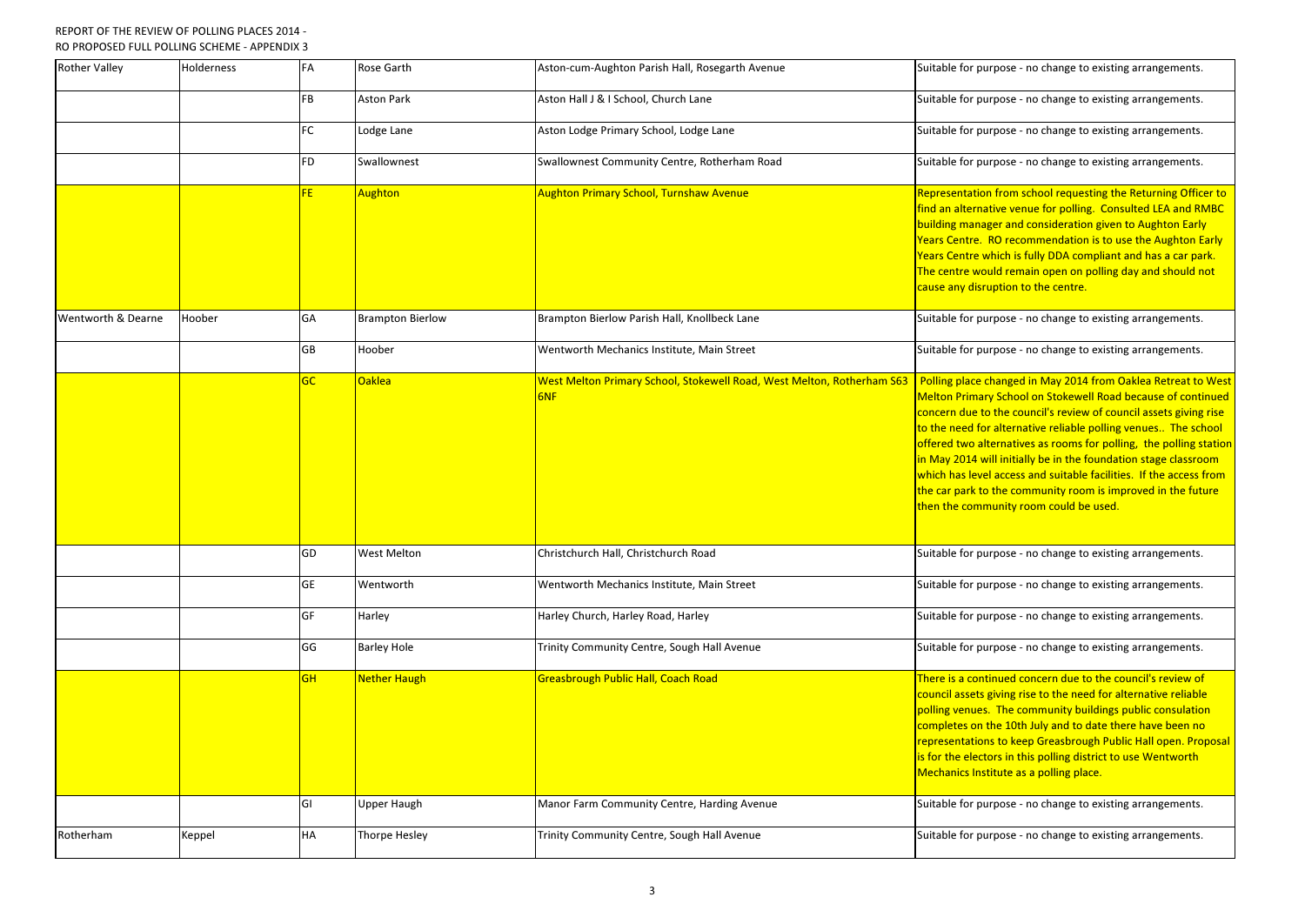REPORT OF THE REVIEW OF POLLING PLACES 2014 -
RO PROPOSED FULL POLLING SCHEME - APPENDIX 3

| | | | | | |
|---|---|---|---|---|---|
| Rother Valley | Holderness | FA | Rose Garth | Aston-cum-Aughton Parish Hall, Rosegarth Avenue | Suitable for purpose - no change to existing arrangements. |
| | | FB | Aston Park | Aston Hall J & I School, Church Lane | Suitable for purpose - no change to existing arrangements. |
| | | FC | Lodge Lane | Aston Lodge Primary School, Lodge Lane | Suitable for purpose - no change to existing arrangements. |
| | | FD | Swallownest | Swallownest Community Centre, Rotherham Road | Suitable for purpose - no change to existing arrangements. |
| | | FE | Aughton | Aughton Primary School, Turnshaw Avenue | Representation from school requesting the Returning Officer to find an alternative venue for polling. Consulted LEA and RMBC building manager and consideration given to Aughton Early Years Centre. RO recommendation is to use the Aughton Early Years Centre which is fully DDA compliant and has a car park. The centre would remain open on polling day and should not cause any disruption to the centre. |
| Wentworth & Dearne | Hoober | GA | Brampton Bierlow | Brampton Bierlow Parish Hall, Knollbeck Lane | Suitable for purpose - no change to existing arrangements. |
| | | GB | Hoober | Wentworth Mechanics Institute, Main Street | Suitable for purpose - no change to existing arrangements. |
| | | GC | Oaklea | West Melton Primary School, Stokewell Road, West Melton, Rotherham S63 6NF | Polling place changed in May 2014 from Oaklea Retreat to West Melton Primary School on Stokewell Road because of continued concern due to the council's review of council assets giving rise to the need for alternative reliable polling venues.. The school offered two alternatives as rooms for polling, the polling station in May 2014 will initially be in the foundation stage classroom which has level access and suitable facilities. If the access from the car park to the community room is improved in the future then the community room could be used. |
| | | GD | West Melton | Christchurch Hall, Christchurch Road | Suitable for purpose - no change to existing arrangements. |
| | | GE | Wentworth | Wentworth Mechanics Institute, Main Street | Suitable for purpose - no change to existing arrangements. |
| | | GF | Harley | Harley Church, Harley Road, Harley | Suitable for purpose - no change to existing arrangements. |
| | | GG | Barley Hole | Trinity Community Centre, Sough Hall Avenue | Suitable for purpose - no change to existing arrangements. |
| | | GH | Nether Haugh | Greasbrough Public Hall, Coach Road | There is a continued concern due to the council's review of council assets giving rise to the need for alternative reliable polling venues. The community buildings public consulation completes on the 10th July and to date there have been no representations to keep Greasbrough Public Hall open. Proposal is for the electors in this polling district to use Wentworth Mechanics Institute as a polling place. |
| | | GI | Upper Haugh | Manor Farm Community Centre, Harding Avenue | Suitable for purpose - no change to existing arrangements. |
| Rotherham | Keppel | HA | Thorpe Hesley | Trinity Community Centre, Sough Hall Avenue | Suitable for purpose - no change to existing arrangements. |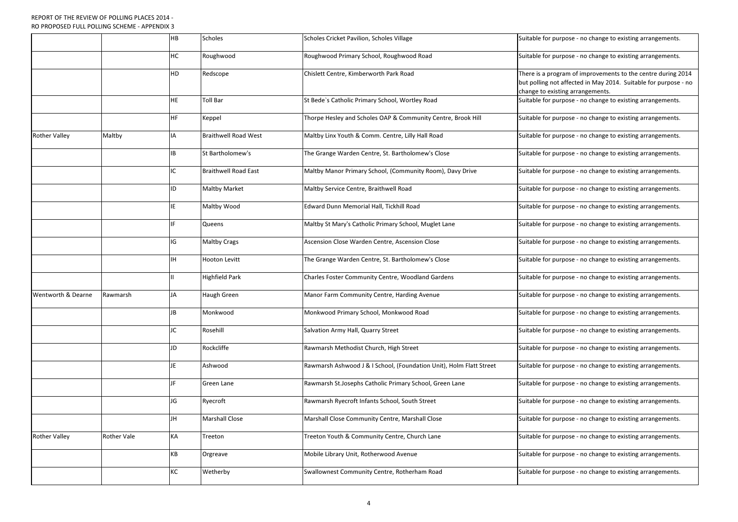REPORT OF THE REVIEW OF POLLING PLACES 2014 -
RO PROPOSED FULL POLLING SCHEME - APPENDIX 3

| | | | | | |
|---|---|---|---|---|---|
| | | HB | Scholes | Scholes Cricket Pavilion, Scholes Village | Suitable for purpose - no change to existing arrangements. |
| | | HC | Roughwood | Roughwood Primary School, Roughwood Road | Suitable for purpose - no change to existing arrangements. |
| | | HD | Redscope | Chislett Centre, Kimberworth Park Road | There is a program of improvements to the centre during 2014 but polling not affected in May 2014. Suitable for purpose - no change to existing arrangements. |
| | | HE | Toll Bar | St Bede`s Catholic Primary School, Wortley Road | Suitable for purpose - no change to existing arrangements. |
| | | HF | Keppel | Thorpe Hesley and Scholes OAP & Community Centre, Brook Hill | Suitable for purpose - no change to existing arrangements. |
| Rother Valley | Maltby | IA | Braithwell Road West | Maltby Linx Youth & Comm. Centre, Lilly Hall Road | Suitable for purpose - no change to existing arrangements. |
| | | IB | St Bartholomew's | The Grange Warden Centre, St. Bartholomew's Close | Suitable for purpose - no change to existing arrangements. |
| | | IC | Braithwell Road East | Maltby Manor Primary School, (Community Room), Davy Drive | Suitable for purpose - no change to existing arrangements. |
| | | ID | Maltby Market | Maltby Service Centre, Braithwell Road | Suitable for purpose - no change to existing arrangements. |
| | | IE | Maltby Wood | Edward Dunn Memorial Hall, Tickhill Road | Suitable for purpose - no change to existing arrangements. |
| | | IF | Queens | Maltby St Mary's Catholic Primary School, Muglet Lane | Suitable for purpose - no change to existing arrangements. |
| | | IG | Maltby Crags | Ascension Close Warden Centre, Ascension Close | Suitable for purpose - no change to existing arrangements. |
| | | IH | Hooton Levitt | The Grange Warden Centre, St. Bartholomew's Close | Suitable for purpose - no change to existing arrangements. |
| | | II | Highfield Park | Charles Foster Community Centre, Woodland Gardens | Suitable for purpose - no change to existing arrangements. |
| Wentworth & Dearne | Rawmarsh | JA | Haugh Green | Manor Farm Community Centre, Harding Avenue | Suitable for purpose - no change to existing arrangements. |
| | | JB | Monkwood | Monkwood Primary School, Monkwood Road | Suitable for purpose - no change to existing arrangements. |
| | | JC | Rosehill | Salvation Army Hall, Quarry Street | Suitable for purpose - no change to existing arrangements. |
| | | JD | Rockcliffe | Rawmarsh Methodist Church, High Street | Suitable for purpose - no change to existing arrangements. |
| | | JE | Ashwood | Rawmarsh Ashwood J & I School, (Foundation Unit), Holm Flatt Street | Suitable for purpose - no change to existing arrangements. |
| | | JF | Green Lane | Rawmarsh St.Josephs Catholic Primary School, Green Lane | Suitable for purpose - no change to existing arrangements. |
| | | JG | Ryecroft | Rawmarsh Ryecroft Infants School, South Street | Suitable for purpose - no change to existing arrangements. |
| | | JH | Marshall Close | Marshall Close Community Centre, Marshall Close | Suitable for purpose - no change to existing arrangements. |
| Rother Valley | Rother Vale | KA | Treeton | Treeton Youth & Community Centre, Church Lane | Suitable for purpose - no change to existing arrangements. |
| | | KB | Orgreave | Mobile Library Unit, Rotherwood Avenue | Suitable for purpose - no change to existing arrangements. |
| | | KC | Wetherby | Swallownest Community Centre, Rotherham Road | Suitable for purpose - no change to existing arrangements. |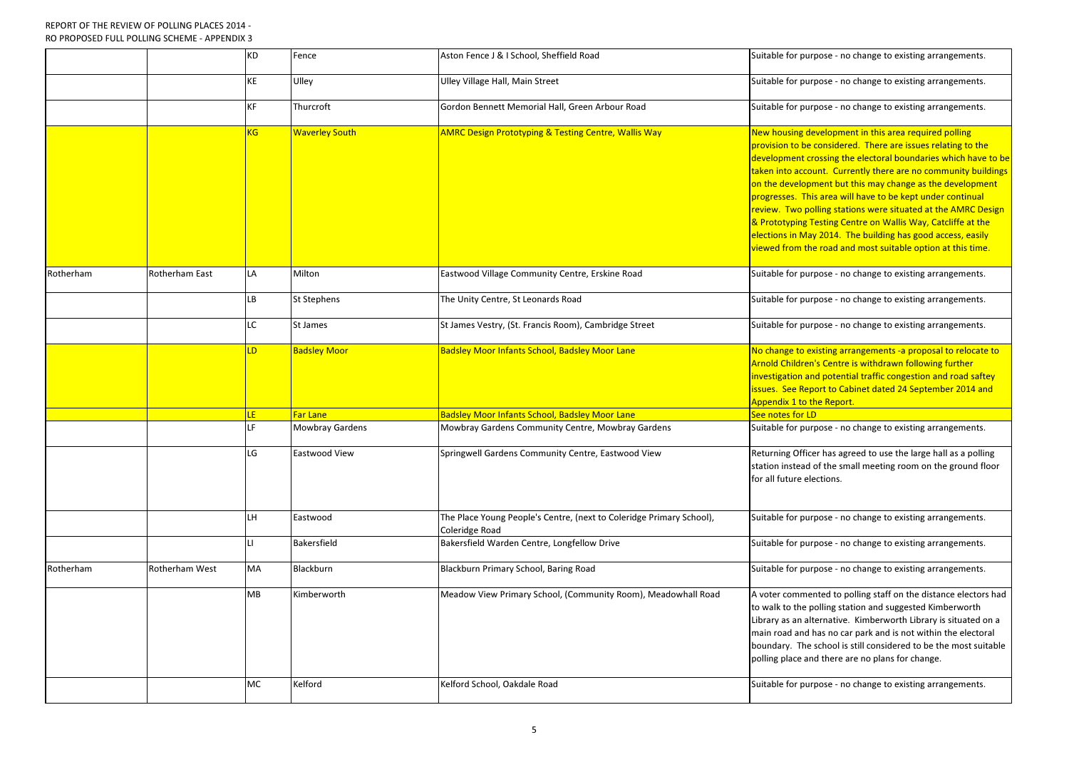REPORT OF THE REVIEW OF POLLING PLACES 2014 -
RO PROPOSED FULL POLLING SCHEME - APPENDIX 3

| | | | | | |
|---|---|---|---|---|---|
| | | KD | Fence | Aston Fence J & I School, Sheffield Road | Suitable for purpose - no change to existing arrangements. |
| | | KE | Ulley | Ulley Village Hall, Main Street | Suitable for purpose - no change to existing arrangements. |
| | | KF | Thurcroft | Gordon Bennett Memorial Hall, Green Arbour Road | Suitable for purpose - no change to existing arrangements. |
| | | KG | Waverley South | AMRC Design Prototyping & Testing Centre, Wallis Way | New housing development in this area required polling provision to be considered. There are issues relating to the development crossing the electoral boundaries which have to be taken into account. Currently there are no community buildings on the development but this may change as the development progresses. This area will have to be kept under continual review. Two polling stations were situated at the AMRC Design & Prototyping Testing Centre on Wallis Way, Catcliffe at the elections in May 2014. The building has good access, easily viewed from the road and most suitable option at this time. |
| Rotherham | Rotherham East | LA | Milton | Eastwood Village Community Centre, Erskine Road | Suitable for purpose - no change to existing arrangements. |
| | | LB | St Stephens | The Unity Centre, St Leonards Road | Suitable for purpose - no change to existing arrangements. |
| | | LC | St James | St James Vestry, (St. Francis Room), Cambridge Street | Suitable for purpose - no change to existing arrangements. |
| | | LD | Badsley Moor | Badsley Moor Infants School, Badsley Moor Lane | No change to existing arrangements -a proposal to relocate to Arnold Children's Centre is withdrawn following further investigation and potential traffic congestion and road saftey issues. See Report to Cabinet dated 24 September 2014 and Appendix 1 to the Report. |
| | | LE | Far Lane | Badsley Moor Infants School, Badsley Moor Lane | See notes for LD |
| | | LF | Mowbray Gardens | Mowbray Gardens Community Centre, Mowbray Gardens | Suitable for purpose - no change to existing arrangements. |
| | | LG | Eastwood View | Springwell Gardens Community Centre, Eastwood View | Returning Officer has agreed to use the large hall as a polling station instead of the small meeting room on the ground floor for all future elections. |
| | | LH | Eastwood | The Place Young People's Centre, (next to Coleridge Primary School), Coleridge Road | Suitable for purpose - no change to existing arrangements. |
| | | LI | Bakersfield | Bakersfield Warden Centre, Longfellow Drive | Suitable for purpose - no change to existing arrangements. |
| Rotherham | Rotherham West | MA | Blackburn | Blackburn Primary School, Baring Road | Suitable for purpose - no change to existing arrangements. |
| | | MB | Kimberworth | Meadow View Primary School, (Community Room), Meadowhall Road | A voter commented to polling staff on the distance electors had to walk to the polling station and suggested Kimberworth Library as an alternative. Kimberworth Library is situated on a main road and has no car park and is not within the electoral boundary. The school is still considered to be the most suitable polling place and there are no plans for change. |
| | | MC | Kelford | Kelford School, Oakdale Road | Suitable for purpose - no change to existing arrangements. |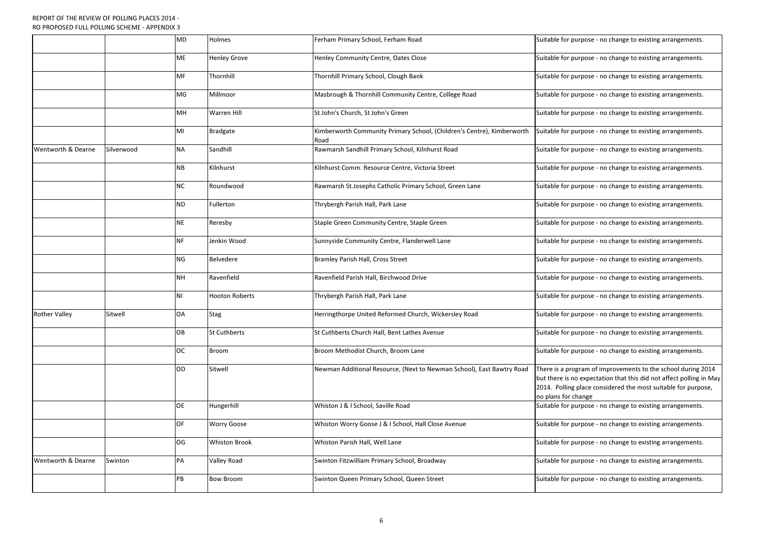REPORT OF THE REVIEW OF POLLING PLACES 2014 -
RO PROPOSED FULL POLLING SCHEME - APPENDIX 3

| | | | | | |
|---|---|---|---|---|---|
| | | MD | Holmes | Ferham Primary School, Ferham Road | Suitable for purpose - no change to existing arrangements. |
| | | ME | Henley Grove | Henley Community Centre, Oates Close | Suitable for purpose - no change to existing arrangements. |
| | | MF | Thornhill | Thornhill Primary School, Clough Bank | Suitable for purpose - no change to existing arrangements. |
| | | MG | Millmoor | Masbrough & Thornhill Community Centre, College Road | Suitable for purpose - no change to existing arrangements. |
| | | MH | Warren Hill | St John's Church, St John's Green | Suitable for purpose - no change to existing arrangements. |
| | | MI | Bradgate | Kimberworth Community Primary School, (Children's Centre), Kimberworth Road | Suitable for purpose - no change to existing arrangements. |
| Wentworth & Dearne | Silverwood | NA | Sandhill | Rawmarsh Sandhill Primary School, Kilnhurst Road | Suitable for purpose - no change to existing arrangements. |
| | | NB | Kilnhurst | Kilnhurst Comm. Resource Centre, Victoria Street | Suitable for purpose - no change to existing arrangements. |
| | | NC | Roundwood | Rawmarsh St.Josephs Catholic Primary School, Green Lane | Suitable for purpose - no change to existing arrangements. |
| | | ND | Fullerton | Thrybergh Parish Hall, Park Lane | Suitable for purpose - no change to existing arrangements. |
| | | NE | Reresby | Staple Green Community Centre, Staple Green | Suitable for purpose - no change to existing arrangements. |
| | | NF | Jenkin Wood | Sunnyside Community Centre, Flanderwell Lane | Suitable for purpose - no change to existing arrangements. |
| | | NG | Belvedere | Bramley Parish Hall, Cross Street | Suitable for purpose - no change to existing arrangements. |
| | | NH | Ravenfield | Ravenfield Parish Hall, Birchwood Drive | Suitable for purpose - no change to existing arrangements. |
| | | NI | Hooton Roberts | Thrybergh Parish Hall, Park Lane | Suitable for purpose - no change to existing arrangements. |
| Rother Valley | Sitwell | OA | Stag | Herringthorpe United Reformed Church, Wickersley Road | Suitable for purpose - no change to existing arrangements. |
| | | OB | St Cuthberts | St Cuthberts Church Hall, Bent Lathes Avenue | Suitable for purpose - no change to existing arrangements. |
| | | OC | Broom | Broom Methodist Church, Broom Lane | Suitable for purpose - no change to existing arrangements. |
| | | OD | Sitwell | Newman Additional Resource, (Next to Newman School), East Bawtry Road | There is a program of improvements to the school during 2014 but there is no expectation that this did not affect polling in May 2014. Polling place considered the most suitable for purpose, no plans for change |
| | | OE | Hungerhill | Whiston J & I School, Saville Road | Suitable for purpose - no change to existing arrangements. |
| | | OF | Worry Goose | Whiston Worry Goose J & I School, Hall Close Avenue | Suitable for purpose - no change to existing arrangements. |
| | | OG | Whiston Brook | Whiston Parish Hall, Well Lane | Suitable for purpose - no change to existing arrangements. |
| Wentworth & Dearne | Swinton | PA | Valley Road | Swinton Fitzwilliam Primary School, Broadway | Suitable for purpose - no change to existing arrangements. |
| | | PB | Bow Broom | Swinton Queen Primary School, Queen Street | Suitable for purpose - no change to existing arrangements. |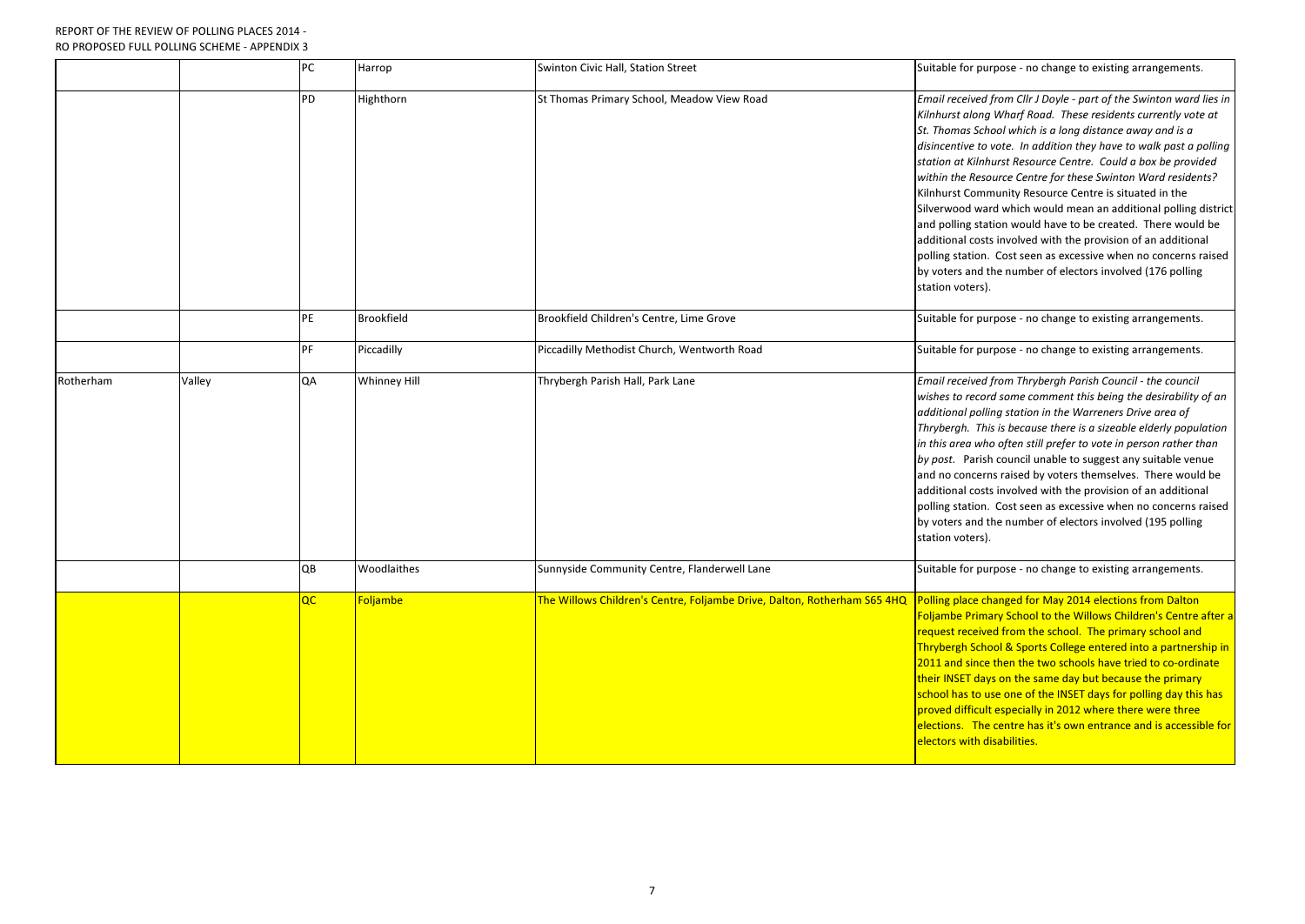REPORT OF THE REVIEW OF POLLING PLACES 2014 -
RO PROPOSED FULL POLLING SCHEME - APPENDIX 3

| | | | | | |
|---|---|---|---|---|---|
| | | PC | Harrop | Swinton Civic Hall, Station Street | Suitable for purpose - no change to existing arrangements. |
| | | PD | Highthorn | St Thomas Primary School, Meadow View Road | *Email received from Cllr J Doyle - part of the Swinton ward lies in Kilnhurst along Wharf Road. These residents currently vote at St. Thomas School which is a long distance away and is a disincentive to vote. In addition they have to walk past a polling station at Kilnhurst Resource Centre. Could a box be provided within the Resource Centre for these Swinton Ward residents?* Kilnhurst Community Resource Centre is situated in the Silverwood ward which would mean an additional polling district and polling station would have to be created. There would be additional costs involved with the provision of an additional polling station. Cost seen as excessive when no concerns raised by voters and the number of electors involved (176 polling station voters). |
| | | PE | Brookfield | Brookfield Children's Centre, Lime Grove | Suitable for purpose - no change to existing arrangements. |
| | | PF | Piccadilly | Piccadilly Methodist Church, Wentworth Road | Suitable for purpose - no change to existing arrangements. |
| Rotherham | Valley | QA | Whinney Hill | Thrybergh Parish Hall, Park Lane | *Email received from Thrybergh Parish Council - the council wishes to record some comment this being the desirability of an additional polling station in the Warreners Drive area of Thrybergh. This is because there is a sizeable elderly population in this area who often still prefer to vote in person rather than by post.* Parish council unable to suggest any suitable venue and no concerns raised by voters themselves. There would be additional costs involved with the provision of an additional polling station. Cost seen as excessive when no concerns raised by voters and the number of electors involved (195 polling station voters). |
| | | QB | Woodlaithes | Sunnyside Community Centre, Flanderwell Lane | Suitable for purpose - no change to existing arrangements. |
| | | QC | Foljambe | The Willows Children's Centre, Foljambe Drive, Dalton, Rotherham S65 4HQ | Polling place changed for May 2014 elections from Dalton Foljambe Primary School to the Willows Children's Centre after a request received from the school. The primary school and Thrybergh School & Sports College entered into a partnership in 2011 and since then the two schools have tried to co-ordinate their INSET days on the same day but because the primary school has to use one of the INSET days for polling day this has proved difficult especially in 2012 where there were three elections. The centre has it's own entrance and is accessible for electors with disabilities. |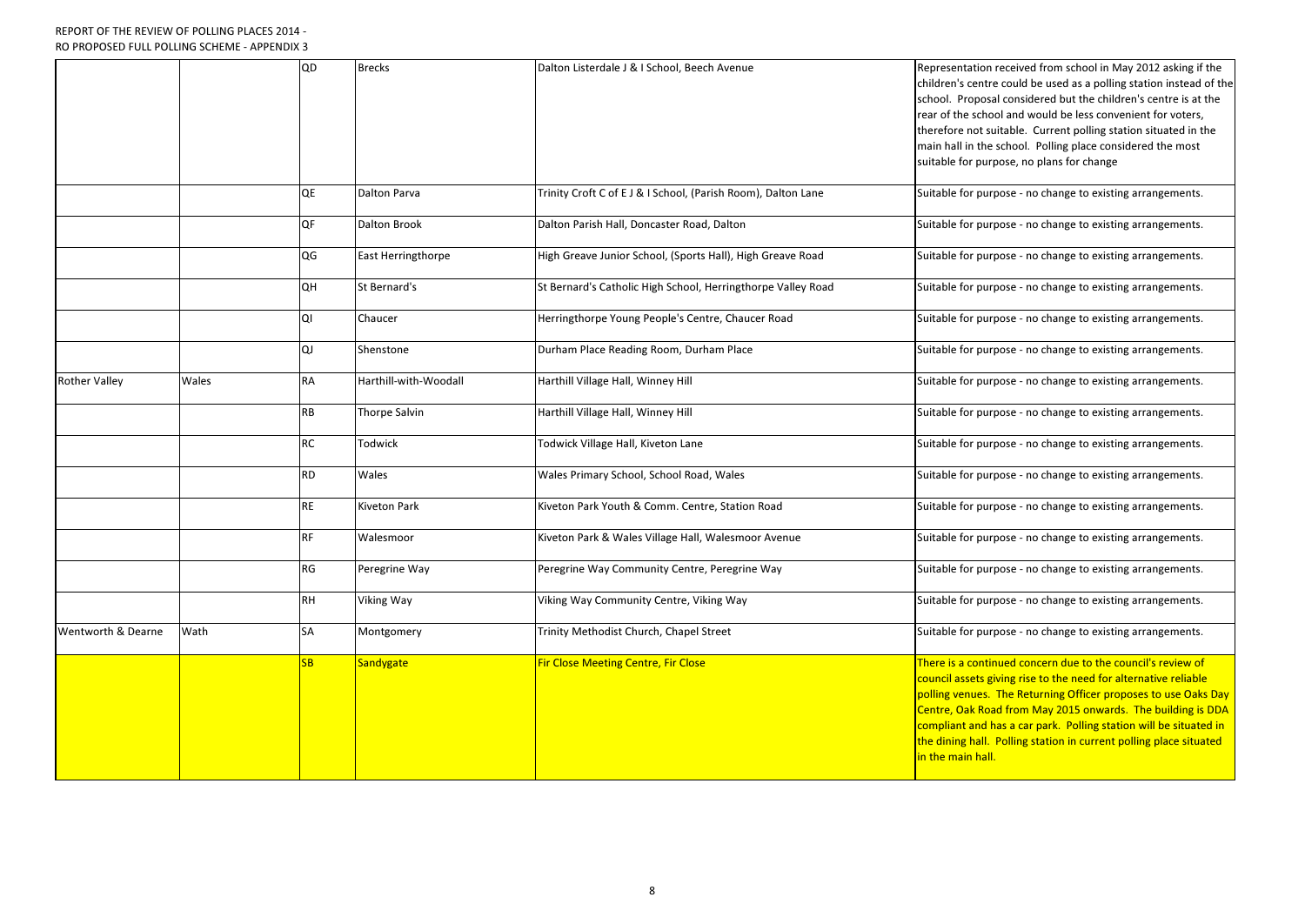REPORT OF THE REVIEW OF POLLING PLACES 2014 -
RO PROPOSED FULL POLLING SCHEME - APPENDIX 3

| | | | | | |
|---|---|---|---|---|---|
| | | QD | Brecks | Dalton Listerdale J & I School, Beech Avenue | Representation received from school in May 2012 asking if the children's centre could be used as a polling station instead of the school. Proposal considered but the children's centre is at the rear of the school and would be less convenient for voters, therefore not suitable. Current polling station situated in the main hall in the school. Polling place considered the most suitable for purpose, no plans for change |
| | | QE | Dalton Parva | Trinity Croft C of E J & I School, (Parish Room), Dalton Lane | Suitable for purpose - no change to existing arrangements. |
| | | QF | Dalton Brook | Dalton Parish Hall, Doncaster Road, Dalton | Suitable for purpose - no change to existing arrangements. |
| | | QG | East Herringthorpe | High Greave Junior School, (Sports Hall), High Greave Road | Suitable for purpose - no change to existing arrangements. |
| | | QH | St Bernard's | St Bernard's Catholic High School, Herringthorpe Valley Road | Suitable for purpose - no change to existing arrangements. |
| | | QI | Chaucer | Herringthorpe Young People's Centre, Chaucer Road | Suitable for purpose - no change to existing arrangements. |
| | | QJ | Shenstone | Durham Place Reading Room, Durham Place | Suitable for purpose - no change to existing arrangements. |
| Rother Valley | Wales | RA | Harthill-with-Woodall | Harthill Village Hall, Winney Hill | Suitable for purpose - no change to existing arrangements. |
| | | RB | Thorpe Salvin | Harthill Village Hall, Winney Hill | Suitable for purpose - no change to existing arrangements. |
| | | RC | Todwick | Todwick Village Hall, Kiveton Lane | Suitable for purpose - no change to existing arrangements. |
| | | RD | Wales | Wales Primary School, School Road, Wales | Suitable for purpose - no change to existing arrangements. |
| | | RE | Kiveton Park | Kiveton Park Youth & Comm. Centre, Station Road | Suitable for purpose - no change to existing arrangements. |
| | | RF | Walesmoor | Kiveton Park & Wales Village Hall, Walesmoor Avenue | Suitable for purpose - no change to existing arrangements. |
| | | RG | Peregrine Way | Peregrine Way Community Centre, Peregrine Way | Suitable for purpose - no change to existing arrangements. |
| | | RH | Viking Way | Viking Way Community Centre, Viking Way | Suitable for purpose - no change to existing arrangements. |
| Wentworth & Dearne | Wath | SA | Montgomery | Trinity Methodist Church, Chapel Street | Suitable for purpose - no change to existing arrangements. |
| | | SB | Sandygate | Fir Close Meeting Centre, Fir Close | There is a continued concern due to the council's review of council assets giving rise to the need for alternative reliable polling venues. The Returning Officer proposes to use Oaks Day Centre, Oak Road from May 2015 onwards. The building is DDA compliant and has a car park. Polling station will be situated in the dining hall. Polling station in current polling place situated in the main hall. |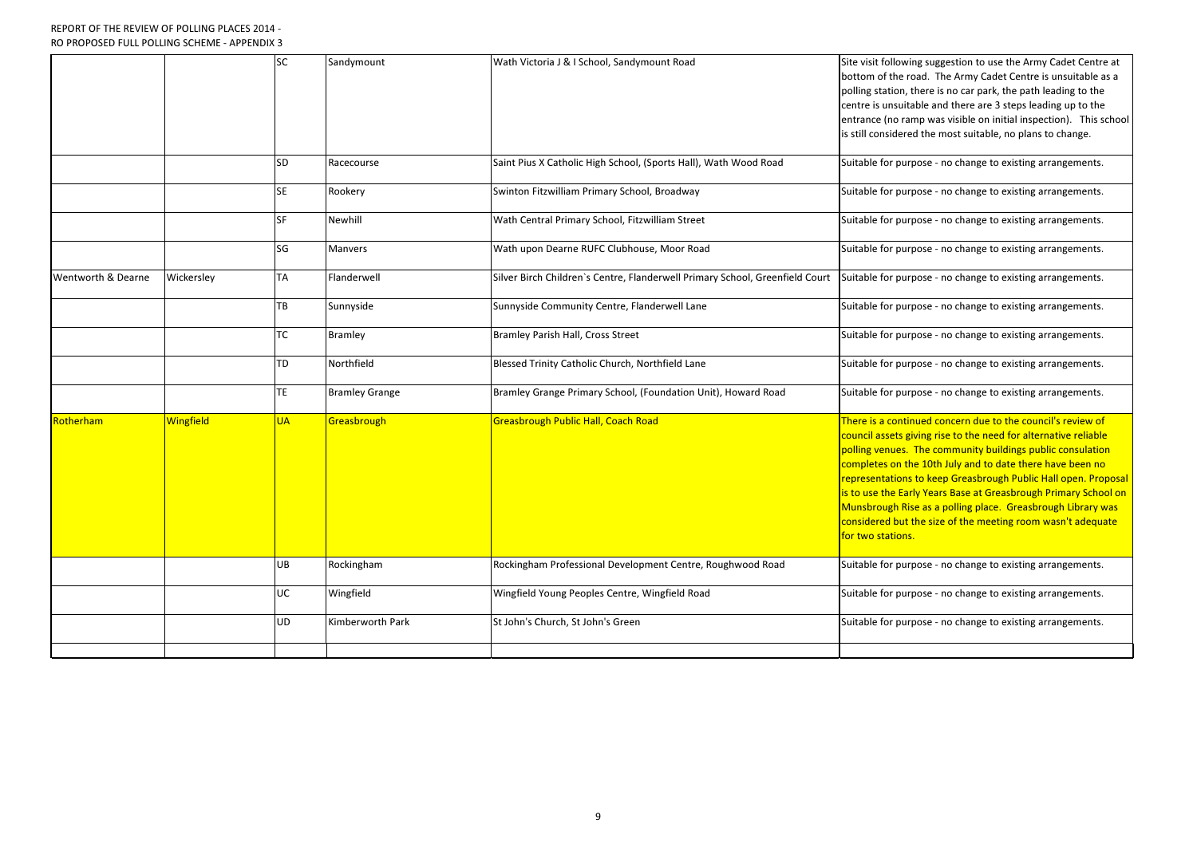REPORT OF THE REVIEW OF POLLING PLACES 2014 -
RO PROPOSED FULL POLLING SCHEME - APPENDIX 3

| | | | | | |
|---|---|---|---|---|---|
| | | SC | Sandymount | Wath Victoria J & I School, Sandymount Road | Site visit following suggestion to use the Army Cadet Centre at bottom of the road. The Army Cadet Centre is unsuitable as a polling station, there is no car park, the path leading to the centre is unsuitable and there are 3 steps leading up to the entrance (no ramp was visible on initial inspection). This school is still considered the most suitable, no plans to change. |
| | | SD | Racecourse | Saint Pius X Catholic High School, (Sports Hall), Wath Wood Road | Suitable for purpose - no change to existing arrangements. |
| | | SE | Rookery | Swinton Fitzwilliam Primary School, Broadway | Suitable for purpose - no change to existing arrangements. |
| | | SF | Newhill | Wath Central Primary School, Fitzwilliam Street | Suitable for purpose - no change to existing arrangements. |
| | | SG | Manvers | Wath upon Dearne RUFC Clubhouse, Moor Road | Suitable for purpose - no change to existing arrangements. |
| Wentworth & Dearne | Wickersley | TA | Flanderwell | Silver Birch Children`s Centre, Flanderwell Primary School, Greenfield Court | Suitable for purpose - no change to existing arrangements. |
| | | TB | Sunnyside | Sunnyside Community Centre, Flanderwell Lane | Suitable for purpose - no change to existing arrangements. |
| | | TC | Bramley | Bramley Parish Hall, Cross Street | Suitable for purpose - no change to existing arrangements. |
| | | TD | Northfield | Blessed Trinity Catholic Church, Northfield Lane | Suitable for purpose - no change to existing arrangements. |
| | | TE | Bramley Grange | Bramley Grange Primary School, (Foundation Unit), Howard Road | Suitable for purpose - no change to existing arrangements. |
| Rotherham | Wingfield | UA | Greasbrough | Greasbrough Public Hall, Coach Road | There is a continued concern due to the council's review of council assets giving rise to the need for alternative reliable polling venues. The community buildings public consulation completes on the 10th July and to date there have been no representations to keep Greasbrough Public Hall open. Proposal is to use the Early Years Base at Greasbrough Primary School on Munsbrough Rise as a polling place. Greasbrough Library was considered but the size of the meeting room wasn't adequate for two stations. |
| | | UB | Rockingham | Rockingham Professional Development Centre, Roughwood Road | Suitable for purpose - no change to existing arrangements. |
| | | UC | Wingfield | Wingfield Young Peoples Centre, Wingfield Road | Suitable for purpose - no change to existing arrangements. |
| | | UD | Kimberworth Park | St John's Church, St John's Green | Suitable for purpose - no change to existing arrangements. |